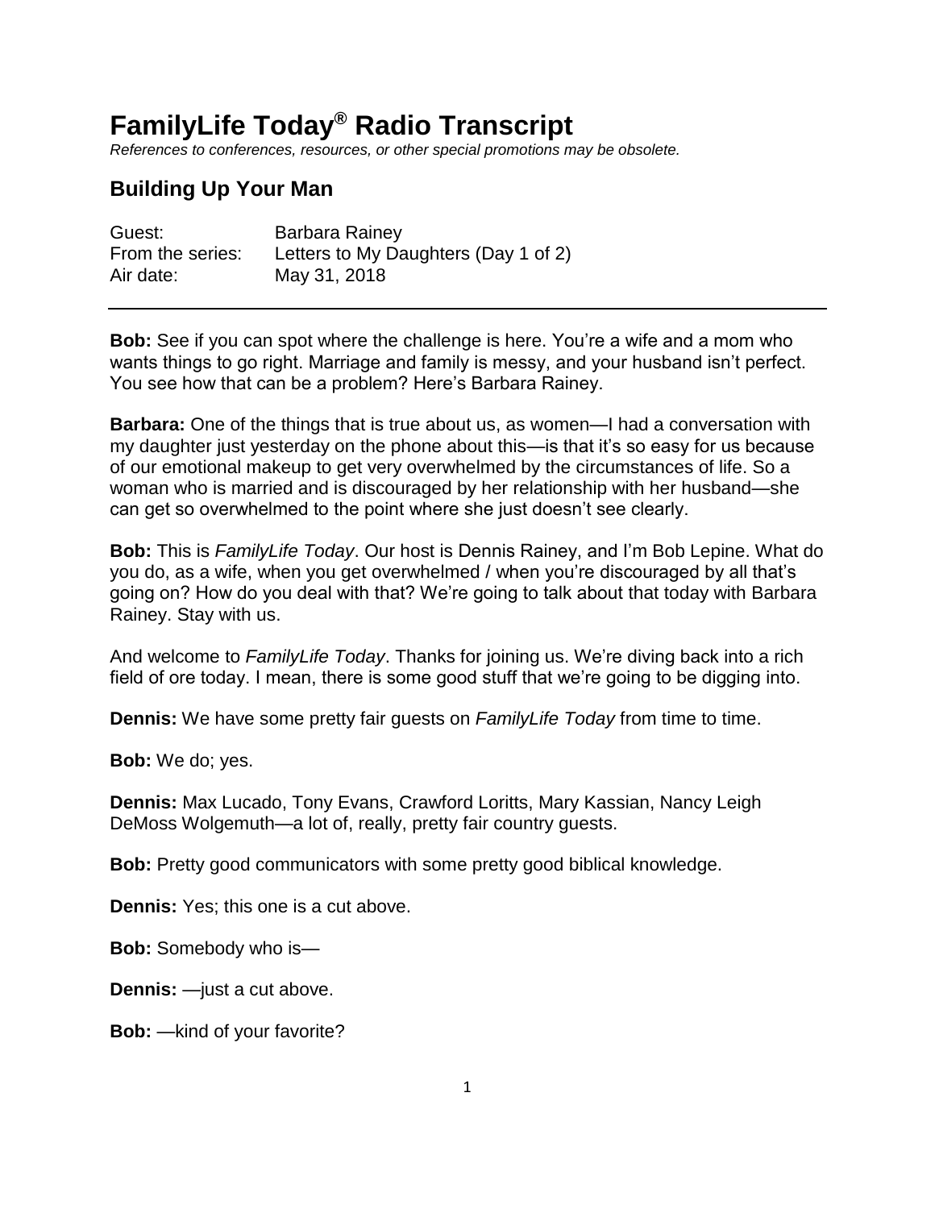# FamilyLife Today® Radio Transcript

*References to conferences, resources, or other special promotions may be obsolete.*

## Building Up Your Man

| | |
|---|---|
| Guest: | Barbara Rainey |
| From the series: | Letters to My Daughters (Day 1 of 2) |
| Air date: | May 31, 2018 |

---

**Bob:** See if you can spot where the challenge is here. You're a wife and a mom who wants things to go right. Marriage and family is messy, and your husband isn't perfect. You see how that can be a problem? Here's Barbara Rainey.

**Barbara:** One of the things that is true about us, as women—I had a conversation with my daughter just yesterday on the phone about this—is that it's so easy for us because of our emotional makeup to get very overwhelmed by the circumstances of life. So a woman who is married and is discouraged by her relationship with her husband—she can get so overwhelmed to the point where she just doesn't see clearly.

**Bob:** This is *FamilyLife Today*. Our host is Dennis Rainey, and I'm Bob Lepine. What do you do, as a wife, when you get overwhelmed / when you're discouraged by all that's going on? How do you deal with that? We're going to talk about that today with Barbara Rainey. Stay with us.

And welcome to *FamilyLife Today*. Thanks for joining us. We're diving back into a rich field of ore today. I mean, there is some good stuff that we're going to be digging into.

**Dennis:** We have some pretty fair guests on *FamilyLife Today* from time to time.

**Bob:** We do; yes.

**Dennis:** Max Lucado, Tony Evans, Crawford Loritts, Mary Kassian, Nancy Leigh DeMoss Wolgemuth—a lot of, really, pretty fair country guests.

**Bob:** Pretty good communicators with some pretty good biblical knowledge.

**Dennis:** Yes; this one is a cut above.

**Bob:** Somebody who is—

**Dennis:** —just a cut above.

**Bob:** —kind of your favorite?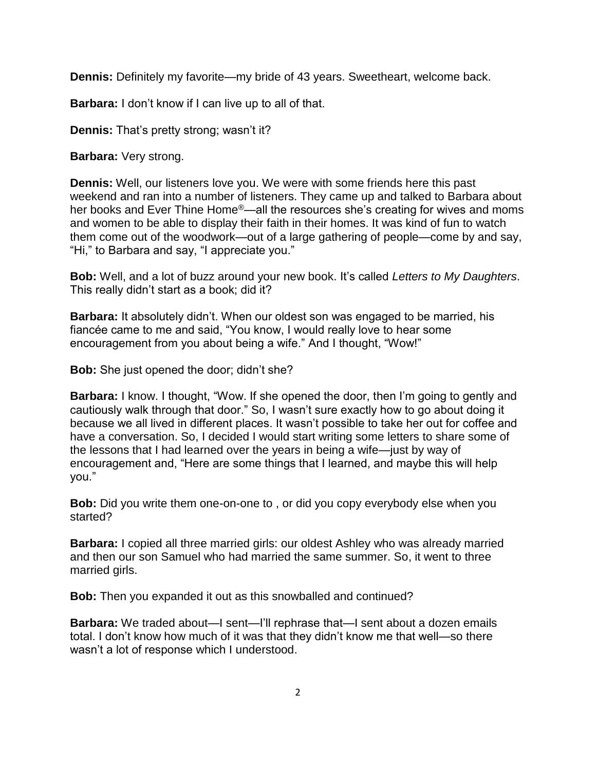**Dennis:** Definitely my favorite—my bride of 43 years. Sweetheart, welcome back.

**Barbara:** I don't know if I can live up to all of that.

**Dennis:** That's pretty strong; wasn't it?

**Barbara:** Very strong.

**Dennis:** Well, our listeners love you. We were with some friends here this past weekend and ran into a number of listeners. They came up and talked to Barbara about her books and Ever Thine Home®—all the resources she's creating for wives and moms and women to be able to display their faith in their homes. It was kind of fun to watch them come out of the woodwork—out of a large gathering of people—come by and say, "Hi," to Barbara and say, "I appreciate you."

**Bob:** Well, and a lot of buzz around your new book. It's called *Letters to My Daughters*. This really didn't start as a book; did it?

**Barbara:** It absolutely didn't. When our oldest son was engaged to be married, his fiancée came to me and said, "You know, I would really love to hear some encouragement from you about being a wife." And I thought, "Wow!"

**Bob:** She just opened the door; didn't she?

**Barbara:** I know. I thought, "Wow. If she opened the door, then I'm going to gently and cautiously walk through that door." So, I wasn't sure exactly how to go about doing it because we all lived in different places. It wasn't possible to take her out for coffee and have a conversation. So, I decided I would start writing some letters to share some of the lessons that I had learned over the years in being a wife—just by way of encouragement and, "Here are some things that I learned, and maybe this will help you."

**Bob:** Did you write them one-on-one to , or did you copy everybody else when you started?

**Barbara:** I copied all three married girls: our oldest Ashley who was already married and then our son Samuel who had married the same summer. So, it went to three married girls.

**Bob:** Then you expanded it out as this snowballed and continued?

**Barbara:** We traded about—I sent—I'll rephrase that—I sent about a dozen emails total. I don't know how much of it was that they didn't know me that well—so there wasn't a lot of response which I understood.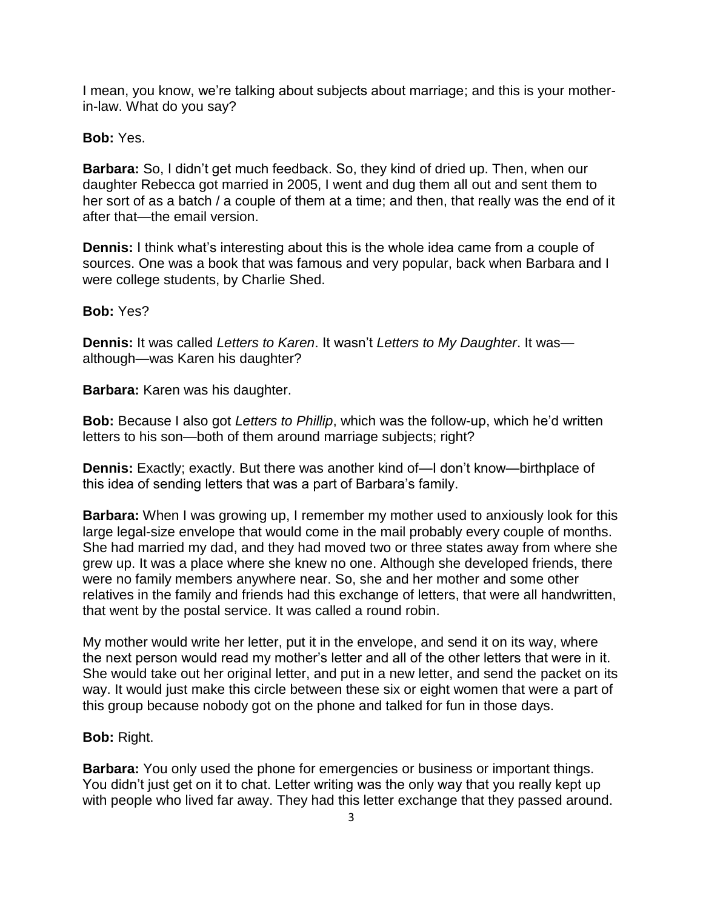I mean, you know, we're talking about subjects about marriage; and this is your mother-in-law. What do you say?

**Bob:** Yes.

**Barbara:** So, I didn't get much feedback. So, they kind of dried up. Then, when our daughter Rebecca got married in 2005, I went and dug them all out and sent them to her sort of as a batch / a couple of them at a time; and then, that really was the end of it after that—the email version.

**Dennis:** I think what's interesting about this is the whole idea came from a couple of sources. One was a book that was famous and very popular, back when Barbara and I were college students, by Charlie Shed.

**Bob:** Yes?

**Dennis:** It was called *Letters to Karen*. It wasn't *Letters to My Daughter*. It was—although—was Karen his daughter?

**Barbara:** Karen was his daughter.

**Bob:** Because I also got *Letters to Phillip*, which was the follow-up, which he'd written letters to his son—both of them around marriage subjects; right?

**Dennis:** Exactly; exactly. But there was another kind of—I don't know—birthplace of this idea of sending letters that was a part of Barbara's family.

**Barbara:** When I was growing up, I remember my mother used to anxiously look for this large legal-size envelope that would come in the mail probably every couple of months. She had married my dad, and they had moved two or three states away from where she grew up. It was a place where she knew no one. Although she developed friends, there were no family members anywhere near. So, she and her mother and some other relatives in the family and friends had this exchange of letters, that were all handwritten, that went by the postal service. It was called a round robin.

My mother would write her letter, put it in the envelope, and send it on its way, where the next person would read my mother's letter and all of the other letters that were in it. She would take out her original letter, and put in a new letter, and send the packet on its way. It would just make this circle between these six or eight women that were a part of this group because nobody got on the phone and talked for fun in those days.

**Bob:** Right.

**Barbara:** You only used the phone for emergencies or business or important things. You didn't just get on it to chat. Letter writing was the only way that you really kept up with people who lived far away. They had this letter exchange that they passed around.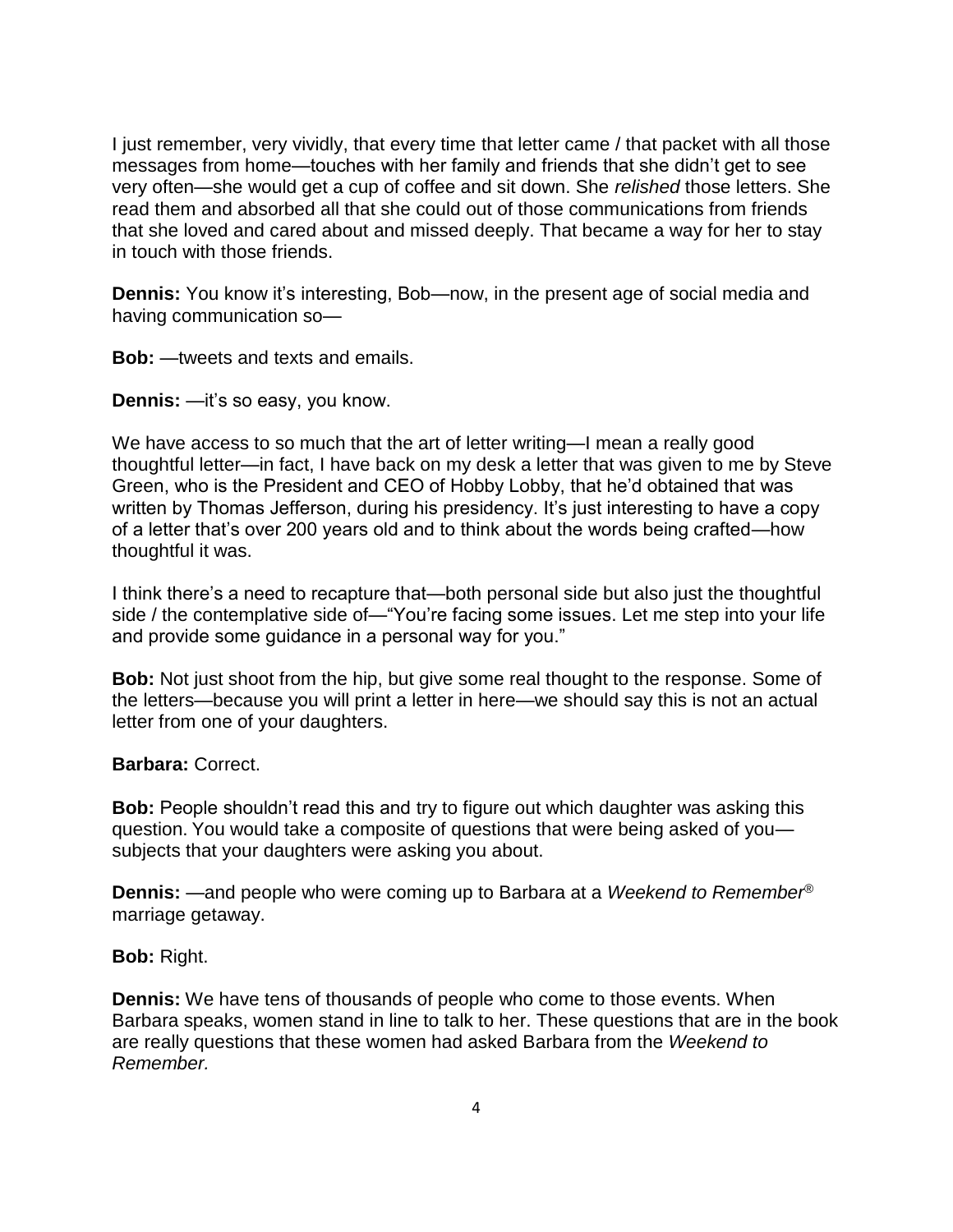I just remember, very vividly, that every time that letter came / that packet with all those messages from home—touches with her family and friends that she didn't get to see very often—she would get a cup of coffee and sit down. She *relished* those letters. She read them and absorbed all that she could out of those communications from friends that she loved and cared about and missed deeply. That became a way for her to stay in touch with those friends.

**Dennis:** You know it's interesting, Bob—now, in the present age of social media and having communication so—

**Bob:** —tweets and texts and emails.

**Dennis:** —it's so easy, you know.

We have access to so much that the art of letter writing—I mean a really good thoughtful letter—in fact, I have back on my desk a letter that was given to me by Steve Green, who is the President and CEO of Hobby Lobby, that he'd obtained that was written by Thomas Jefferson, during his presidency. It's just interesting to have a copy of a letter that's over 200 years old and to think about the words being crafted—how thoughtful it was.

I think there's a need to recapture that—both personal side but also just the thoughtful side / the contemplative side of—"You're facing some issues. Let me step into your life and provide some guidance in a personal way for you."

**Bob:** Not just shoot from the hip, but give some real thought to the response. Some of the letters—because you will print a letter in here—we should say this is not an actual letter from one of your daughters.

**Barbara:** Correct.

**Bob:** People shouldn't read this and try to figure out which daughter was asking this question. You would take a composite of questions that were being asked of you—subjects that your daughters were asking you about.

**Dennis:** —and people who were coming up to Barbara at a *Weekend to Remember®* marriage getaway.

**Bob:** Right.

**Dennis:** We have tens of thousands of people who come to those events. When Barbara speaks, women stand in line to talk to her. These questions that are in the book are really questions that these women had asked Barbara from the *Weekend to Remember.*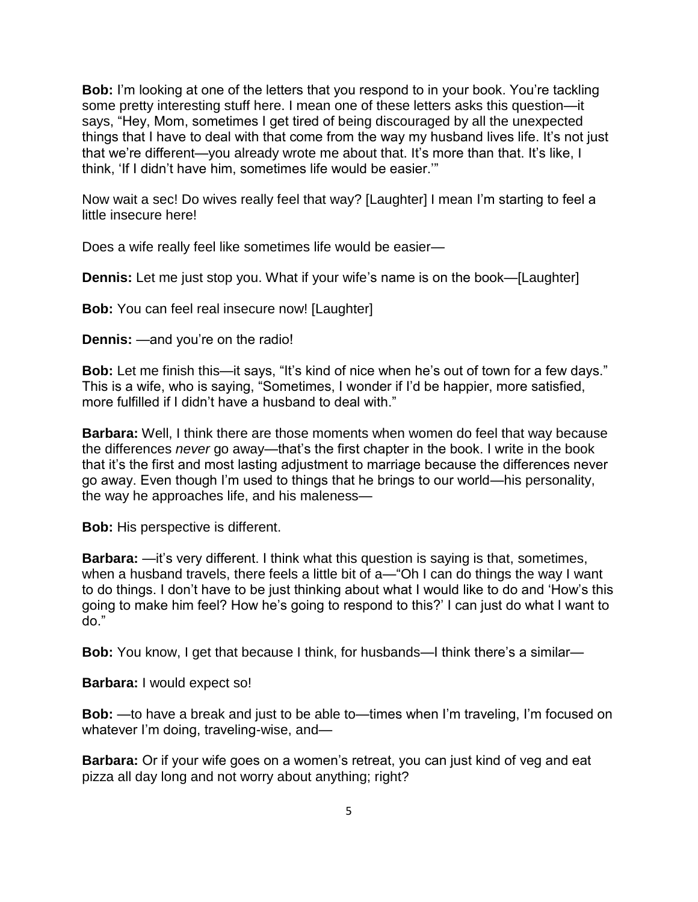**Bob:** I'm looking at one of the letters that you respond to in your book. You're tackling some pretty interesting stuff here. I mean one of these letters asks this question—it says, "Hey, Mom, sometimes I get tired of being discouraged by all the unexpected things that I have to deal with that come from the way my husband lives life. It's not just that we're different—you already wrote me about that. It's more than that. It's like, I think, 'If I didn't have him, sometimes life would be easier.'"

Now wait a sec! Do wives really feel that way? [Laughter] I mean I'm starting to feel a little insecure here!

Does a wife really feel like sometimes life would be easier—

**Dennis:** Let me just stop you. What if your wife's name is on the book—[Laughter]

**Bob:** You can feel real insecure now! [Laughter]

**Dennis:** —and you're on the radio!

**Bob:** Let me finish this—it says, "It's kind of nice when he's out of town for a few days." This is a wife, who is saying, "Sometimes, I wonder if I'd be happier, more satisfied, more fulfilled if I didn't have a husband to deal with."

**Barbara:** Well, I think there are those moments when women do feel that way because the differences *never* go away—that's the first chapter in the book. I write in the book that it's the first and most lasting adjustment to marriage because the differences never go away. Even though I'm used to things that he brings to our world—his personality, the way he approaches life, and his maleness—

**Bob:** His perspective is different.

**Barbara:** —it's very different. I think what this question is saying is that, sometimes, when a husband travels, there feels a little bit of a—"Oh I can do things the way I want to do things. I don't have to be just thinking about what I would like to do and 'How's this going to make him feel? How he's going to respond to this?' I can just do what I want to do."

**Bob:** You know, I get that because I think, for husbands—I think there's a similar—

**Barbara:** I would expect so!

**Bob:** —to have a break and just to be able to—times when I'm traveling, I'm focused on whatever I'm doing, traveling-wise, and—

**Barbara:** Or if your wife goes on a women's retreat, you can just kind of veg and eat pizza all day long and not worry about anything; right?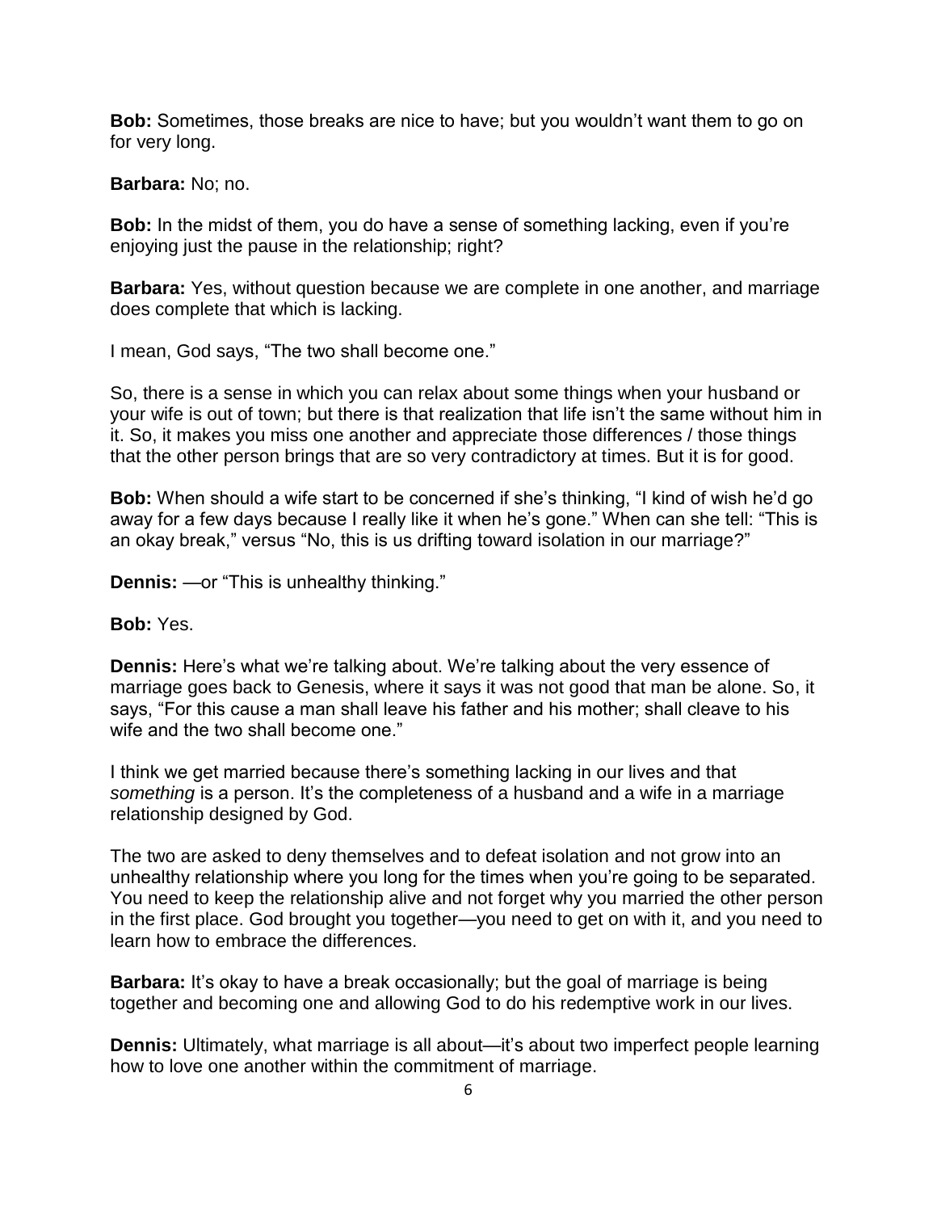**Bob:** Sometimes, those breaks are nice to have; but you wouldn't want them to go on for very long.

**Barbara:** No; no.

**Bob:** In the midst of them, you do have a sense of something lacking, even if you're enjoying just the pause in the relationship; right?

**Barbara:** Yes, without question because we are complete in one another, and marriage does complete that which is lacking.

I mean, God says, "The two shall become one."

So, there is a sense in which you can relax about some things when your husband or your wife is out of town; but there is that realization that life isn't the same without him in it. So, it makes you miss one another and appreciate those differences / those things that the other person brings that are so very contradictory at times. But it is for good.

**Bob:** When should a wife start to be concerned if she's thinking, "I kind of wish he'd go away for a few days because I really like it when he's gone." When can she tell: "This is an okay break," versus "No, this is us drifting toward isolation in our marriage?"

**Dennis:** —or "This is unhealthy thinking."

**Bob:** Yes.

**Dennis:** Here's what we're talking about. We're talking about the very essence of marriage goes back to Genesis, where it says it was not good that man be alone. So, it says, "For this cause a man shall leave his father and his mother; shall cleave to his wife and the two shall become one."

I think we get married because there's something lacking in our lives and that *something* is a person. It's the completeness of a husband and a wife in a marriage relationship designed by God.

The two are asked to deny themselves and to defeat isolation and not grow into an unhealthy relationship where you long for the times when you're going to be separated. You need to keep the relationship alive and not forget why you married the other person in the first place. God brought you together—you need to get on with it, and you need to learn how to embrace the differences.

**Barbara:** It's okay to have a break occasionally; but the goal of marriage is being together and becoming one and allowing God to do his redemptive work in our lives.

**Dennis:** Ultimately, what marriage is all about—it's about two imperfect people learning how to love one another within the commitment of marriage.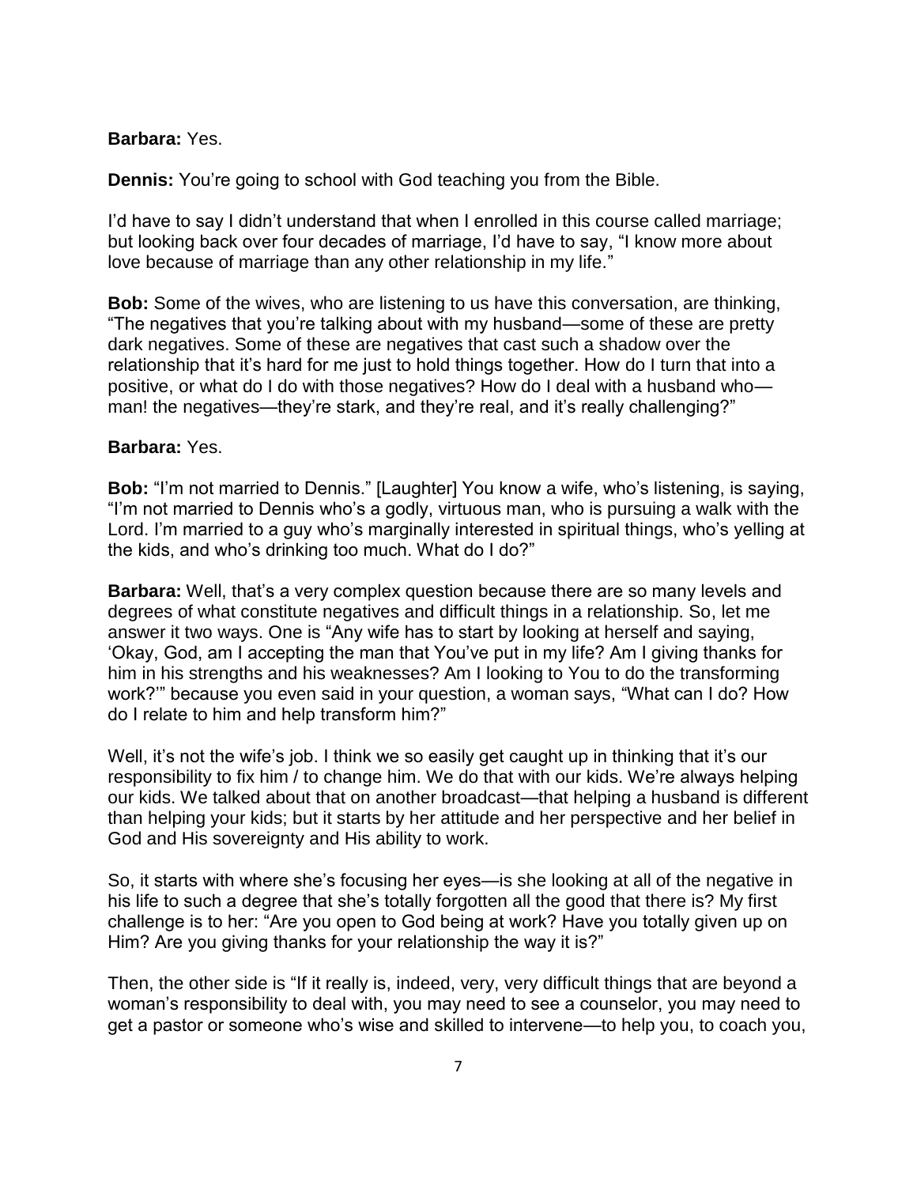**Barbara:** Yes.

**Dennis:** You're going to school with God teaching you from the Bible.

I'd have to say I didn't understand that when I enrolled in this course called marriage; but looking back over four decades of marriage, I'd have to say, "I know more about love because of marriage than any other relationship in my life."

**Bob:** Some of the wives, who are listening to us have this conversation, are thinking, "The negatives that you're talking about with my husband—some of these are pretty dark negatives. Some of these are negatives that cast such a shadow over the relationship that it's hard for me just to hold things together. How do I turn that into a positive, or what do I do with those negatives? How do I deal with a husband who—man! the negatives—they're stark, and they're real, and it's really challenging?"

**Barbara:** Yes.

**Bob:** "I'm not married to Dennis." [Laughter] You know a wife, who's listening, is saying, "I'm not married to Dennis who's a godly, virtuous man, who is pursuing a walk with the Lord. I'm married to a guy who's marginally interested in spiritual things, who's yelling at the kids, and who's drinking too much. What do I do?"

**Barbara:** Well, that's a very complex question because there are so many levels and degrees of what constitute negatives and difficult things in a relationship. So, let me answer it two ways. One is "Any wife has to start by looking at herself and saying, 'Okay, God, am I accepting the man that You've put in my life? Am I giving thanks for him in his strengths and his weaknesses? Am I looking to You to do the transforming work?'" because you even said in your question, a woman says, "What can I do? How do I relate to him and help transform him?"

Well, it's not the wife's job. I think we so easily get caught up in thinking that it's our responsibility to fix him / to change him. We do that with our kids. We're always helping our kids. We talked about that on another broadcast—that helping a husband is different than helping your kids; but it starts by her attitude and her perspective and her belief in God and His sovereignty and His ability to work.

So, it starts with where she's focusing her eyes—is she looking at all of the negative in his life to such a degree that she's totally forgotten all the good that there is? My first challenge is to her: "Are you open to God being at work? Have you totally given up on Him? Are you giving thanks for your relationship the way it is?"

Then, the other side is "If it really is, indeed, very, very difficult things that are beyond a woman's responsibility to deal with, you may need to see a counselor, you may need to get a pastor or someone who's wise and skilled to intervene—to help you, to coach you,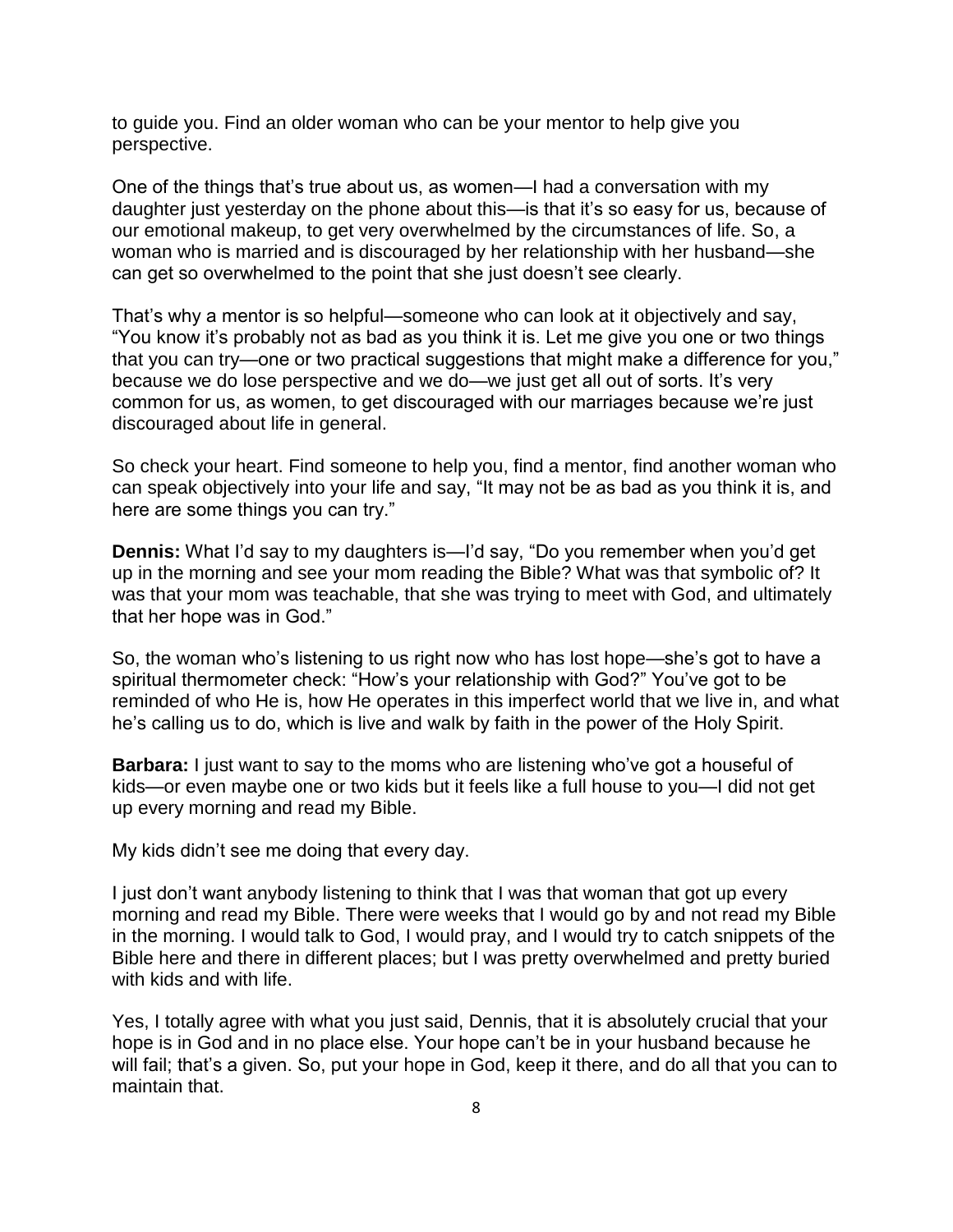to guide you. Find an older woman who can be your mentor to help give you perspective.

One of the things that's true about us, as women—I had a conversation with my daughter just yesterday on the phone about this—is that it's so easy for us, because of our emotional makeup, to get very overwhelmed by the circumstances of life. So, a woman who is married and is discouraged by her relationship with her husband—she can get so overwhelmed to the point that she just doesn't see clearly.

That's why a mentor is so helpful—someone who can look at it objectively and say, "You know it's probably not as bad as you think it is. Let me give you one or two things that you can try—one or two practical suggestions that might make a difference for you," because we do lose perspective and we do—we just get all out of sorts. It's very common for us, as women, to get discouraged with our marriages because we're just discouraged about life in general.

So check your heart. Find someone to help you, find a mentor, find another woman who can speak objectively into your life and say, "It may not be as bad as you think it is, and here are some things you can try."

**Dennis:** What I'd say to my daughters is—I'd say, "Do you remember when you'd get up in the morning and see your mom reading the Bible? What was that symbolic of? It was that your mom was teachable, that she was trying to meet with God, and ultimately that her hope was in God."

So, the woman who's listening to us right now who has lost hope—she's got to have a spiritual thermometer check: "How's your relationship with God?" You've got to be reminded of who He is, how He operates in this imperfect world that we live in, and what he's calling us to do, which is live and walk by faith in the power of the Holy Spirit.

**Barbara:** I just want to say to the moms who are listening who've got a houseful of kids—or even maybe one or two kids but it feels like a full house to you—I did not get up every morning and read my Bible.

My kids didn't see me doing that every day.

I just don't want anybody listening to think that I was that woman that got up every morning and read my Bible. There were weeks that I would go by and not read my Bible in the morning. I would talk to God, I would pray, and I would try to catch snippets of the Bible here and there in different places; but I was pretty overwhelmed and pretty buried with kids and with life.

Yes, I totally agree with what you just said, Dennis, that it is absolutely crucial that your hope is in God and in no place else. Your hope can't be in your husband because he will fail; that's a given. So, put your hope in God, keep it there, and do all that you can to maintain that.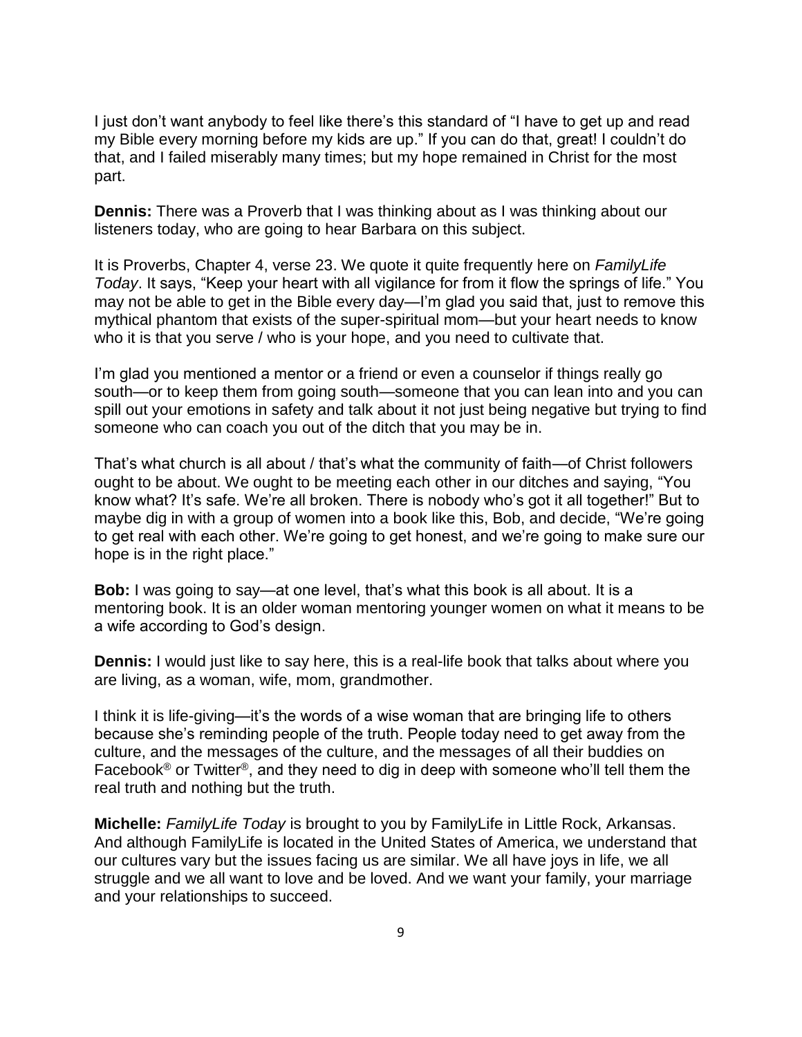I just don't want anybody to feel like there's this standard of "I have to get up and read my Bible every morning before my kids are up." If you can do that, great! I couldn't do that, and I failed miserably many times; but my hope remained in Christ for the most part.

**Dennis:** There was a Proverb that I was thinking about as I was thinking about our listeners today, who are going to hear Barbara on this subject.

It is Proverbs, Chapter 4, verse 23. We quote it quite frequently here on *FamilyLife Today*. It says, "Keep your heart with all vigilance for from it flow the springs of life." You may not be able to get in the Bible every day—I'm glad you said that, just to remove this mythical phantom that exists of the super-spiritual mom—but your heart needs to know who it is that you serve / who is your hope, and you need to cultivate that.

I'm glad you mentioned a mentor or a friend or even a counselor if things really go south—or to keep them from going south—someone that you can lean into and you can spill out your emotions in safety and talk about it not just being negative but trying to find someone who can coach you out of the ditch that you may be in.

That's what church is all about / that's what the community of faith—of Christ followers ought to be about. We ought to be meeting each other in our ditches and saying, "You know what? It's safe. We're all broken. There is nobody who's got it all together!" But to maybe dig in with a group of women into a book like this, Bob, and decide, "We're going to get real with each other. We're going to get honest, and we're going to make sure our hope is in the right place."

**Bob:** I was going to say—at one level, that's what this book is all about. It is a mentoring book. It is an older woman mentoring younger women on what it means to be a wife according to God's design.

**Dennis:** I would just like to say here, this is a real-life book that talks about where you are living, as a woman, wife, mom, grandmother.

I think it is life-giving—it's the words of a wise woman that are bringing life to others because she's reminding people of the truth. People today need to get away from the culture, and the messages of the culture, and the messages of all their buddies on Facebook® or Twitter®, and they need to dig in deep with someone who'll tell them the real truth and nothing but the truth.

**Michelle:** *FamilyLife Today* is brought to you by FamilyLife in Little Rock, Arkansas. And although FamilyLife is located in the United States of America, we understand that our cultures vary but the issues facing us are similar. We all have joys in life, we all struggle and we all want to love and be loved. And we want your family, your marriage and your relationships to succeed.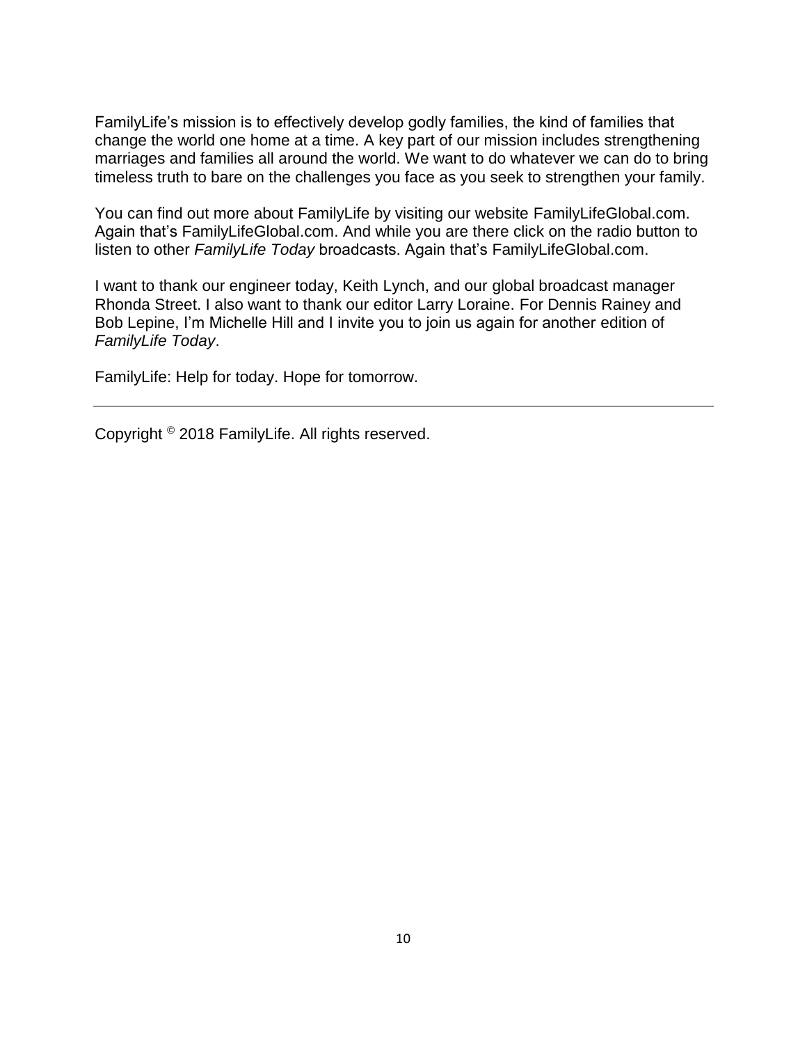FamilyLife's mission is to effectively develop godly families, the kind of families that change the world one home at a time. A key part of our mission includes strengthening marriages and families all around the world. We want to do whatever we can do to bring timeless truth to bare on the challenges you face as you seek to strengthen your family.

You can find out more about FamilyLife by visiting our website FamilyLifeGlobal.com. Again that's FamilyLifeGlobal.com. And while you are there click on the radio button to listen to other *FamilyLife Today* broadcasts. Again that's FamilyLifeGlobal.com.

I want to thank our engineer today, Keith Lynch, and our global broadcast manager Rhonda Street. I also want to thank our editor Larry Loraine. For Dennis Rainey and Bob Lepine, I'm Michelle Hill and I invite you to join us again for another edition of *FamilyLife Today*.

FamilyLife: Help for today. Hope for tomorrow.

---

Copyright © 2018 FamilyLife. All rights reserved.